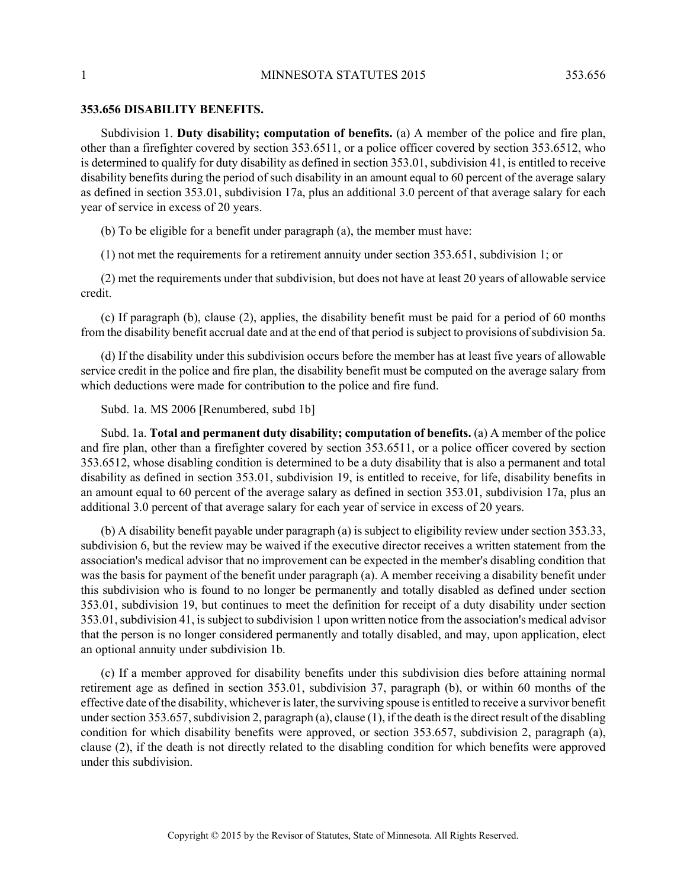## 353.656 DISABILITY BENEFITS.

Subdivision 1. **Duty disability; computation of benefits.** (a) A member of the police and fire plan, other than a firefighter covered by section 353.6511, or a police officer covered by section 353.6512, who is determined to qualify for duty disability as defined in section 353.01, subdivision 41, is entitled to receive disability benefits during the period of such disability in an amount equal to 60 percent of the average salary as defined in section 353.01, subdivision 17a, plus an additional 3.0 percent of that average salary for each year of service in excess of 20 years.

(b) To be eligible for a benefit under paragraph (a), the member must have:

(1) not met the requirements for a retirement annuity under section 353.651, subdivision 1; or

(2) met the requirements under that subdivision, but does not have at least 20 years of allowable service credit.

(c) If paragraph (b), clause (2), applies, the disability benefit must be paid for a period of 60 months from the disability benefit accrual date and at the end of that period is subject to provisions of subdivision 5a.

(d) If the disability under this subdivision occurs before the member has at least five years of allowable service credit in the police and fire plan, the disability benefit must be computed on the average salary from which deductions were made for contribution to the police and fire fund.

Subd. 1a. MS 2006 [Renumbered, subd 1b]

Subd. 1a. **Total and permanent duty disability; computation of benefits.** (a) A member of the police and fire plan, other than a firefighter covered by section 353.6511, or a police officer covered by section 353.6512, whose disabling condition is determined to be a duty disability that is also a permanent and total disability as defined in section 353.01, subdivision 19, is entitled to receive, for life, disability benefits in an amount equal to 60 percent of the average salary as defined in section 353.01, subdivision 17a, plus an additional 3.0 percent of that average salary for each year of service in excess of 20 years.

(b) A disability benefit payable under paragraph (a) is subject to eligibility review under section 353.33, subdivision 6, but the review may be waived if the executive director receives a written statement from the association's medical advisor that no improvement can be expected in the member's disabling condition that was the basis for payment of the benefit under paragraph (a). A member receiving a disability benefit under this subdivision who is found to no longer be permanently and totally disabled as defined under section 353.01, subdivision 19, but continues to meet the definition for receipt of a duty disability under section 353.01, subdivision 41, is subject to subdivision 1 upon written notice from the association's medical advisor that the person is no longer considered permanently and totally disabled, and may, upon application, elect an optional annuity under subdivision 1b.

(c) If a member approved for disability benefits under this subdivision dies before attaining normal retirement age as defined in section 353.01, subdivision 37, paragraph (b), or within 60 months of the effective date of the disability, whichever is later, the surviving spouse is entitled to receive a survivor benefit under section 353.657, subdivision 2, paragraph (a), clause (1), if the death is the direct result of the disabling condition for which disability benefits were approved, or section 353.657, subdivision 2, paragraph (a), clause (2), if the death is not directly related to the disabling condition for which benefits were approved under this subdivision.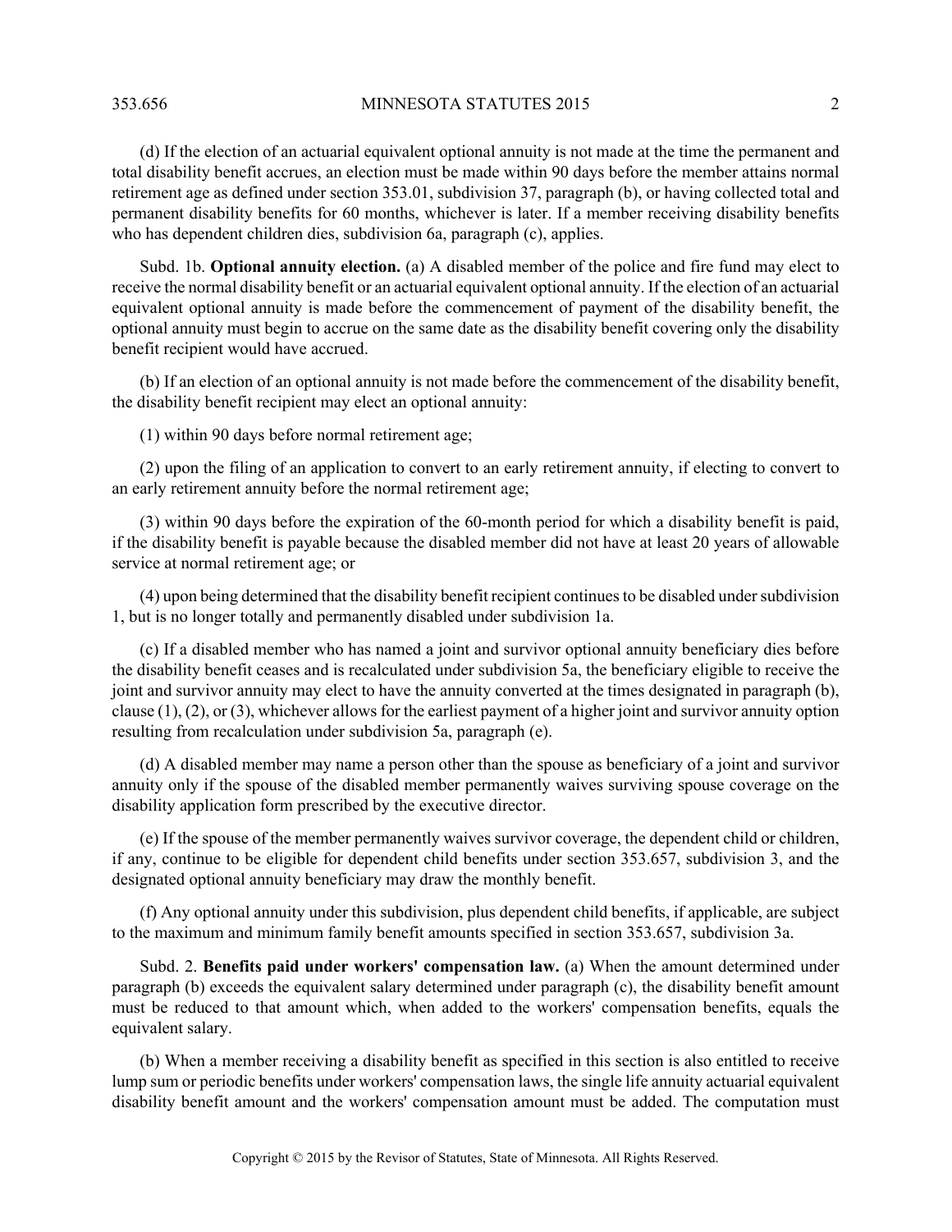(d) If the election of an actuarial equivalent optional annuity is not made at the time the permanent and total disability benefit accrues, an election must be made within 90 days before the member attains normal retirement age as defined under section 353.01, subdivision 37, paragraph (b), or having collected total and permanent disability benefits for 60 months, whichever is later. If a member receiving disability benefits who has dependent children dies, subdivision 6a, paragraph (c), applies.

Subd. 1b. **Optional annuity election.** (a) A disabled member of the police and fire fund may elect to receive the normal disability benefit or an actuarial equivalent optional annuity. If the election of an actuarial equivalent optional annuity is made before the commencement of payment of the disability benefit, the optional annuity must begin to accrue on the same date as the disability benefit covering only the disability benefit recipient would have accrued.

(b) If an election of an optional annuity is not made before the commencement of the disability benefit, the disability benefit recipient may elect an optional annuity:

(1) within 90 days before normal retirement age;

(2) upon the filing of an application to convert to an early retirement annuity, if electing to convert to an early retirement annuity before the normal retirement age;

(3) within 90 days before the expiration of the 60-month period for which a disability benefit is paid, if the disability benefit is payable because the disabled member did not have at least 20 years of allowable service at normal retirement age; or

(4) upon being determined that the disability benefit recipient continues to be disabled under subdivision 1, but is no longer totally and permanently disabled under subdivision 1a.

(c) If a disabled member who has named a joint and survivor optional annuity beneficiary dies before the disability benefit ceases and is recalculated under subdivision 5a, the beneficiary eligible to receive the joint and survivor annuity may elect to have the annuity converted at the times designated in paragraph (b), clause (1), (2), or (3), whichever allows for the earliest payment of a higher joint and survivor annuity option resulting from recalculation under subdivision 5a, paragraph (e).

(d) A disabled member may name a person other than the spouse as beneficiary of a joint and survivor annuity only if the spouse of the disabled member permanently waives surviving spouse coverage on the disability application form prescribed by the executive director.

(e) If the spouse of the member permanently waives survivor coverage, the dependent child or children, if any, continue to be eligible for dependent child benefits under section 353.657, subdivision 3, and the designated optional annuity beneficiary may draw the monthly benefit.

(f) Any optional annuity under this subdivision, plus dependent child benefits, if applicable, are subject to the maximum and minimum family benefit amounts specified in section 353.657, subdivision 3a.

Subd. 2. **Benefits paid under workers' compensation law.** (a) When the amount determined under paragraph (b) exceeds the equivalent salary determined under paragraph (c), the disability benefit amount must be reduced to that amount which, when added to the workers' compensation benefits, equals the equivalent salary.

(b) When a member receiving a disability benefit as specified in this section is also entitled to receive lump sum or periodic benefits under workers' compensation laws, the single life annuity actuarial equivalent disability benefit amount and the workers' compensation amount must be added. The computation must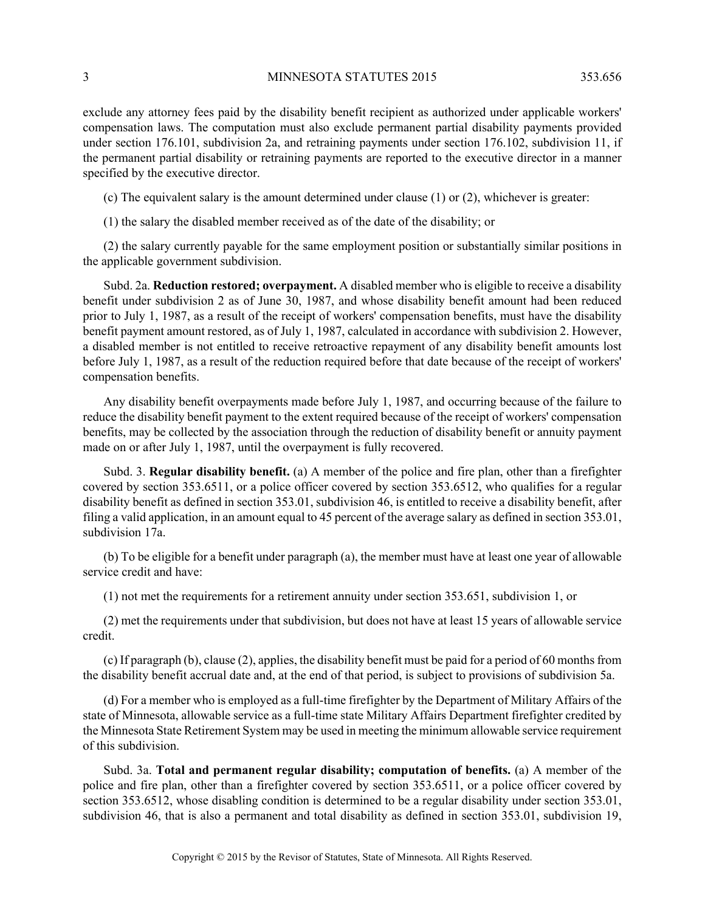exclude any attorney fees paid by the disability benefit recipient as authorized under applicable workers' compensation laws. The computation must also exclude permanent partial disability payments provided under section 176.101, subdivision 2a, and retraining payments under section 176.102, subdivision 11, if the permanent partial disability or retraining payments are reported to the executive director in a manner specified by the executive director.

(c) The equivalent salary is the amount determined under clause (1) or (2), whichever is greater:

(1) the salary the disabled member received as of the date of the disability; or

(2) the salary currently payable for the same employment position or substantially similar positions in the applicable government subdivision.

Subd. 2a. **Reduction restored; overpayment.** A disabled member who is eligible to receive a disability benefit under subdivision 2 as of June 30, 1987, and whose disability benefit amount had been reduced prior to July 1, 1987, as a result of the receipt of workers' compensation benefits, must have the disability benefit payment amount restored, as of July 1, 1987, calculated in accordance with subdivision 2. However, a disabled member is not entitled to receive retroactive repayment of any disability benefit amounts lost before July 1, 1987, as a result of the reduction required before that date because of the receipt of workers' compensation benefits.

Any disability benefit overpayments made before July 1, 1987, and occurring because of the failure to reduce the disability benefit payment to the extent required because of the receipt of workers' compensation benefits, may be collected by the association through the reduction of disability benefit or annuity payment made on or after July 1, 1987, until the overpayment is fully recovered.

Subd. 3. **Regular disability benefit.** (a) A member of the police and fire plan, other than a firefighter covered by section 353.6511, or a police officer covered by section 353.6512, who qualifies for a regular disability benefit as defined in section 353.01, subdivision 46, is entitled to receive a disability benefit, after filing a valid application, in an amount equal to 45 percent of the average salary as defined in section 353.01, subdivision 17a.

(b) To be eligible for a benefit under paragraph (a), the member must have at least one year of allowable service credit and have:

(1) not met the requirements for a retirement annuity under section 353.651, subdivision 1, or

(2) met the requirements under that subdivision, but does not have at least 15 years of allowable service credit.

(c) If paragraph (b), clause (2), applies, the disability benefit must be paid for a period of 60 months from the disability benefit accrual date and, at the end of that period, is subject to provisions of subdivision 5a.

(d) For a member who is employed as a full-time firefighter by the Department of Military Affairs of the state of Minnesota, allowable service as a full-time state Military Affairs Department firefighter credited by the Minnesota State Retirement System may be used in meeting the minimum allowable service requirement of this subdivision.

Subd. 3a. **Total and permanent regular disability; computation of benefits.** (a) A member of the police and fire plan, other than a firefighter covered by section 353.6511, or a police officer covered by section 353.6512, whose disabling condition is determined to be a regular disability under section 353.01, subdivision 46, that is also a permanent and total disability as defined in section 353.01, subdivision 19,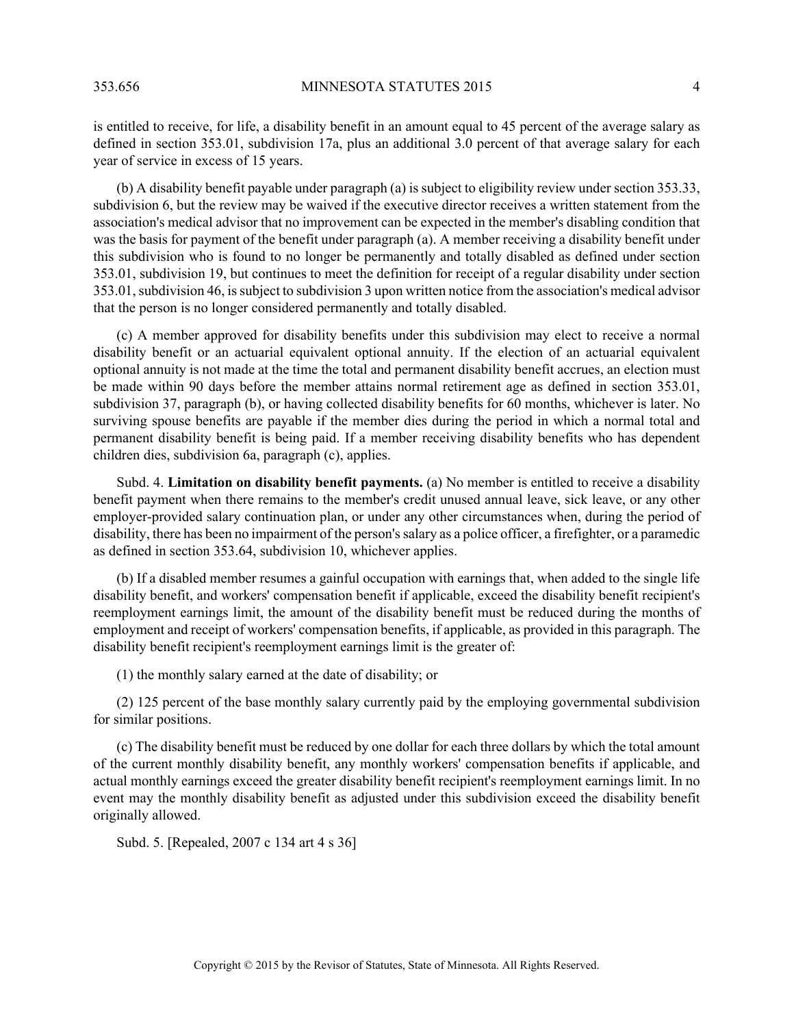is entitled to receive, for life, a disability benefit in an amount equal to 45 percent of the average salary as defined in section 353.01, subdivision 17a, plus an additional 3.0 percent of that average salary for each year of service in excess of 15 years.

(b) A disability benefit payable under paragraph (a) is subject to eligibility review under section 353.33, subdivision 6, but the review may be waived if the executive director receives a written statement from the association's medical advisor that no improvement can be expected in the member's disabling condition that was the basis for payment of the benefit under paragraph (a). A member receiving a disability benefit under this subdivision who is found to no longer be permanently and totally disabled as defined under section 353.01, subdivision 19, but continues to meet the definition for receipt of a regular disability under section 353.01, subdivision 46, is subject to subdivision 3 upon written notice from the association's medical advisor that the person is no longer considered permanently and totally disabled.

(c) A member approved for disability benefits under this subdivision may elect to receive a normal disability benefit or an actuarial equivalent optional annuity. If the election of an actuarial equivalent optional annuity is not made at the time the total and permanent disability benefit accrues, an election must be made within 90 days before the member attains normal retirement age as defined in section 353.01, subdivision 37, paragraph (b), or having collected disability benefits for 60 months, whichever is later. No surviving spouse benefits are payable if the member dies during the period in which a normal total and permanent disability benefit is being paid. If a member receiving disability benefits who has dependent children dies, subdivision 6a, paragraph (c), applies.

Subd. 4. **Limitation on disability benefit payments.** (a) No member is entitled to receive a disability benefit payment when there remains to the member's credit unused annual leave, sick leave, or any other employer-provided salary continuation plan, or under any other circumstances when, during the period of disability, there has been no impairment of the person's salary as a police officer, a firefighter, or a paramedic as defined in section 353.64, subdivision 10, whichever applies.

(b) If a disabled member resumes a gainful occupation with earnings that, when added to the single life disability benefit, and workers' compensation benefit if applicable, exceed the disability benefit recipient's reemployment earnings limit, the amount of the disability benefit must be reduced during the months of employment and receipt of workers' compensation benefits, if applicable, as provided in this paragraph. The disability benefit recipient's reemployment earnings limit is the greater of:

(1) the monthly salary earned at the date of disability; or

(2) 125 percent of the base monthly salary currently paid by the employing governmental subdivision for similar positions.

(c) The disability benefit must be reduced by one dollar for each three dollars by which the total amount of the current monthly disability benefit, any monthly workers' compensation benefits if applicable, and actual monthly earnings exceed the greater disability benefit recipient's reemployment earnings limit. In no event may the monthly disability benefit as adjusted under this subdivision exceed the disability benefit originally allowed.

Subd. 5. [Repealed, 2007 c 134 art 4 s 36]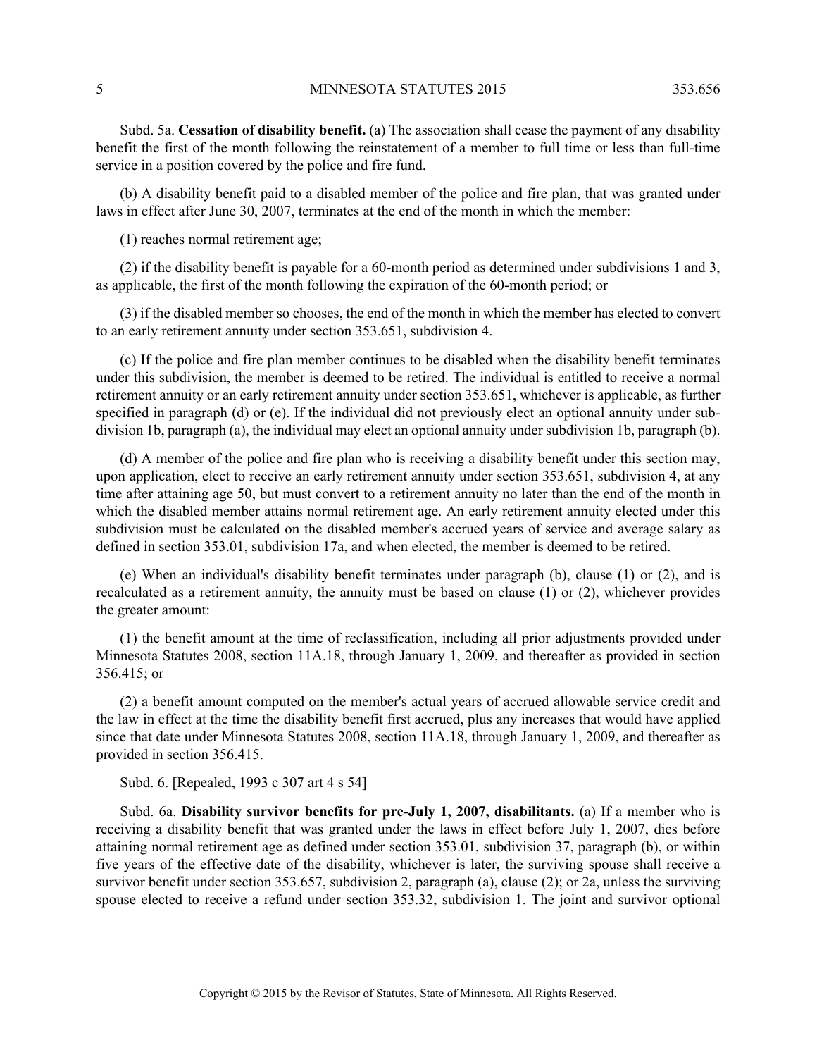Subd. 5a. **Cessation of disability benefit.** (a) The association shall cease the payment of any disability benefit the first of the month following the reinstatement of a member to full time or less than full-time service in a position covered by the police and fire fund.

(b) A disability benefit paid to a disabled member of the police and fire plan, that was granted under laws in effect after June 30, 2007, terminates at the end of the month in which the member:

(1) reaches normal retirement age;

(2) if the disability benefit is payable for a 60-month period as determined under subdivisions 1 and 3, as applicable, the first of the month following the expiration of the 60-month period; or

(3) if the disabled member so chooses, the end of the month in which the member has elected to convert to an early retirement annuity under section 353.651, subdivision 4.

(c) If the police and fire plan member continues to be disabled when the disability benefit terminates under this subdivision, the member is deemed to be retired. The individual is entitled to receive a normal retirement annuity or an early retirement annuity under section 353.651, whichever is applicable, as further specified in paragraph (d) or (e). If the individual did not previously elect an optional annuity under subdivision 1b, paragraph (a), the individual may elect an optional annuity under subdivision 1b, paragraph (b).

(d) A member of the police and fire plan who is receiving a disability benefit under this section may, upon application, elect to receive an early retirement annuity under section 353.651, subdivision 4, at any time after attaining age 50, but must convert to a retirement annuity no later than the end of the month in which the disabled member attains normal retirement age. An early retirement annuity elected under this subdivision must be calculated on the disabled member's accrued years of service and average salary as defined in section 353.01, subdivision 17a, and when elected, the member is deemed to be retired.

(e) When an individual's disability benefit terminates under paragraph (b), clause (1) or (2), and is recalculated as a retirement annuity, the annuity must be based on clause (1) or (2), whichever provides the greater amount:

(1) the benefit amount at the time of reclassification, including all prior adjustments provided under Minnesota Statutes 2008, section 11A.18, through January 1, 2009, and thereafter as provided in section 356.415; or

(2) a benefit amount computed on the member's actual years of accrued allowable service credit and the law in effect at the time the disability benefit first accrued, plus any increases that would have applied since that date under Minnesota Statutes 2008, section 11A.18, through January 1, 2009, and thereafter as provided in section 356.415.

Subd. 6. [Repealed, 1993 c 307 art 4 s 54]

Subd. 6a. **Disability survivor benefits for pre-July 1, 2007, disabilitants.** (a) If a member who is receiving a disability benefit that was granted under the laws in effect before July 1, 2007, dies before attaining normal retirement age as defined under section 353.01, subdivision 37, paragraph (b), or within five years of the effective date of the disability, whichever is later, the surviving spouse shall receive a survivor benefit under section 353.657, subdivision 2, paragraph (a), clause (2); or 2a, unless the surviving spouse elected to receive a refund under section 353.32, subdivision 1. The joint and survivor optional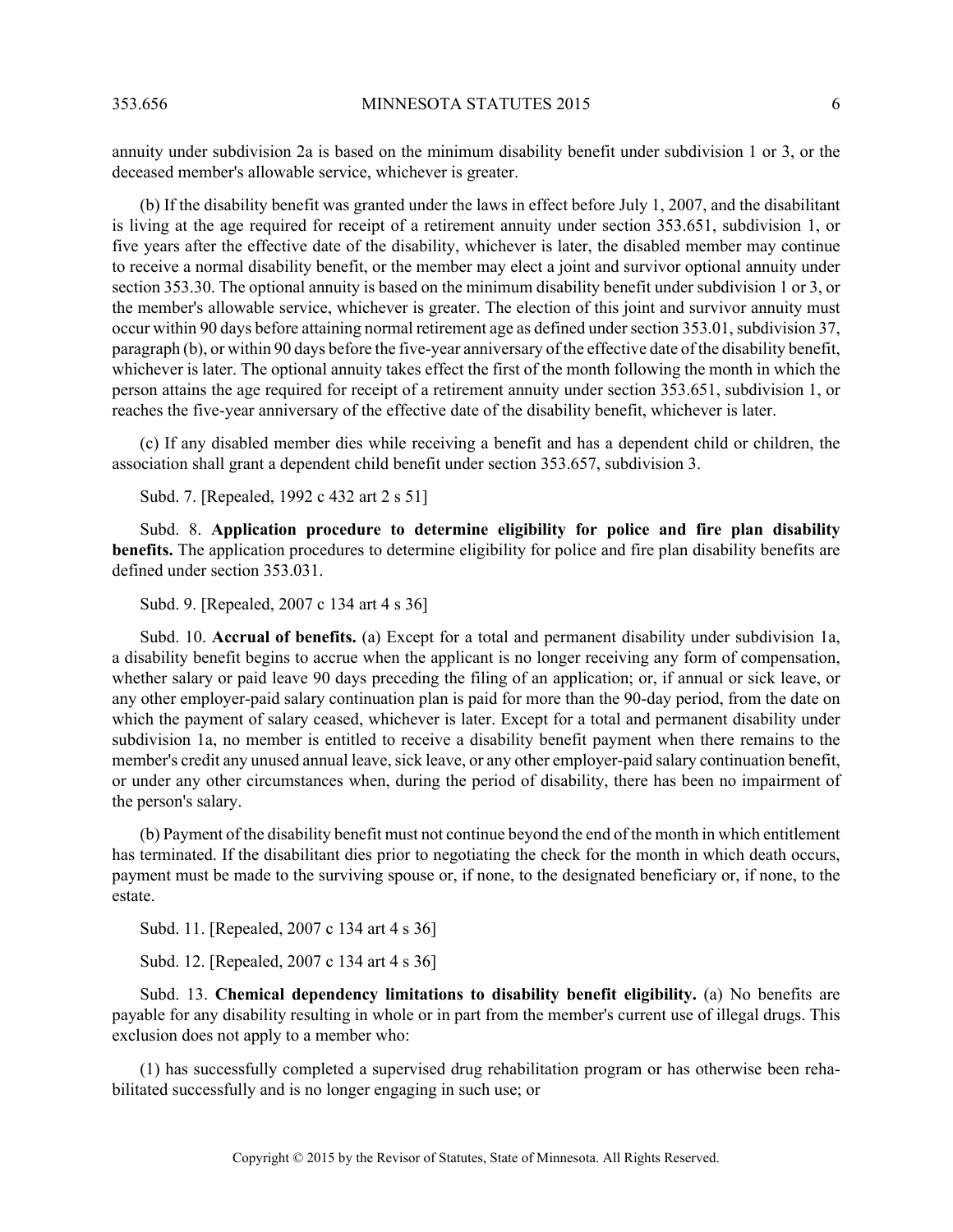annuity under subdivision 2a is based on the minimum disability benefit under subdivision 1 or 3, or the deceased member's allowable service, whichever is greater.

(b) If the disability benefit was granted under the laws in effect before July 1, 2007, and the disabilitant is living at the age required for receipt of a retirement annuity under section 353.651, subdivision 1, or five years after the effective date of the disability, whichever is later, the disabled member may continue to receive a normal disability benefit, or the member may elect a joint and survivor optional annuity under section 353.30. The optional annuity is based on the minimum disability benefit under subdivision 1 or 3, or the member's allowable service, whichever is greater. The election of this joint and survivor annuity must occur within 90 days before attaining normal retirement age as defined under section 353.01, subdivision 37, paragraph (b), or within 90 days before the five-year anniversary of the effective date of the disability benefit, whichever is later. The optional annuity takes effect the first of the month following the month in which the person attains the age required for receipt of a retirement annuity under section 353.651, subdivision 1, or reaches the five-year anniversary of the effective date of the disability benefit, whichever is later.

(c) If any disabled member dies while receiving a benefit and has a dependent child or children, the association shall grant a dependent child benefit under section 353.657, subdivision 3.

Subd. 7. [Repealed, 1992 c 432 art 2 s 51]

Subd. 8. **Application procedure to determine eligibility for police and fire plan disability benefits.** The application procedures to determine eligibility for police and fire plan disability benefits are defined under section 353.031.

Subd. 9. [Repealed, 2007 c 134 art 4 s 36]

Subd. 10. **Accrual of benefits.** (a) Except for a total and permanent disability under subdivision 1a, a disability benefit begins to accrue when the applicant is no longer receiving any form of compensation, whether salary or paid leave 90 days preceding the filing of an application; or, if annual or sick leave, or any other employer-paid salary continuation plan is paid for more than the 90-day period, from the date on which the payment of salary ceased, whichever is later. Except for a total and permanent disability under subdivision 1a, no member is entitled to receive a disability benefit payment when there remains to the member's credit any unused annual leave, sick leave, or any other employer-paid salary continuation benefit, or under any other circumstances when, during the period of disability, there has been no impairment of the person's salary.

(b) Payment of the disability benefit must not continue beyond the end of the month in which entitlement has terminated. If the disabilitant dies prior to negotiating the check for the month in which death occurs, payment must be made to the surviving spouse or, if none, to the designated beneficiary or, if none, to the estate.

Subd. 11. [Repealed, 2007 c 134 art 4 s 36]

Subd. 12. [Repealed, 2007 c 134 art 4 s 36]

Subd. 13. **Chemical dependency limitations to disability benefit eligibility.** (a) No benefits are payable for any disability resulting in whole or in part from the member's current use of illegal drugs. This exclusion does not apply to a member who:

(1) has successfully completed a supervised drug rehabilitation program or has otherwise been rehabilitated successfully and is no longer engaging in such use; or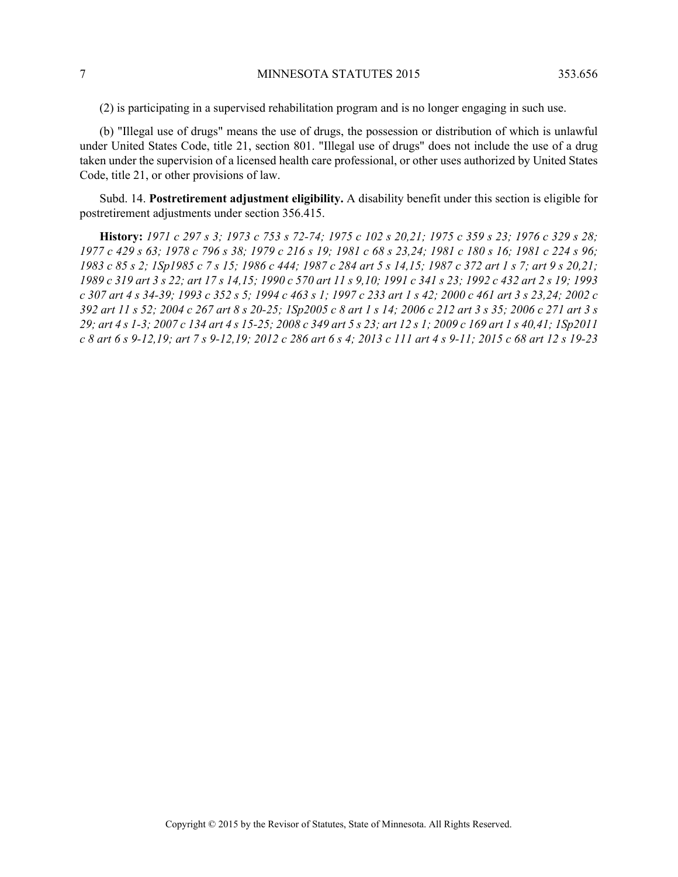(2) is participating in a supervised rehabilitation program and is no longer engaging in such use.

(b) "Illegal use of drugs" means the use of drugs, the possession or distribution of which is unlawful under United States Code, title 21, section 801. "Illegal use of drugs" does not include the use of a drug taken under the supervision of a licensed health care professional, or other uses authorized by United States Code, title 21, or other provisions of law.

Subd. 14. **Postretirement adjustment eligibility.** A disability benefit under this section is eligible for postretirement adjustments under section 356.415.

**History:** *1971 c 297 s 3; 1973 c 753 s 72-74; 1975 c 102 s 20,21; 1975 c 359 s 23; 1976 c 329 s 28; 1977 c 429 s 63; 1978 c 796 s 38; 1979 c 216 s 19; 1981 c 68 s 23,24; 1981 c 180 s 16; 1981 c 224 s 96; 1983 c 85 s 2; 1Sp1985 c 7 s 15; 1986 c 444; 1987 c 284 art 5 s 14,15; 1987 c 372 art 1 s 7; art 9 s 20,21; 1989 c 319 art 3 s 22; art 17 s 14,15; 1990 c 570 art 11 s 9,10; 1991 c 341 s 23; 1992 c 432 art 2 s 19; 1993 c 307 art 4 s 34-39; 1993 c 352 s 5; 1994 c 463 s 1; 1997 c 233 art 1 s 42; 2000 c 461 art 3 s 23,24; 2002 c 392 art 11 s 52; 2004 c 267 art 8 s 20-25; 1Sp2005 c 8 art 1 s 14; 2006 c 212 art 3 s 35; 2006 c 271 art 3 s 29; art 4 s 1-3; 2007 c 134 art 4 s 15-25; 2008 c 349 art 5 s 23; art 12 s 1; 2009 c 169 art 1 s 40,41; 1Sp2011 c 8 art 6 s 9-12,19; art 7 s 9-12,19; 2012 c 286 art 6 s 4; 2013 c 111 art 4 s 9-11; 2015 c 68 art 12 s 19-23*